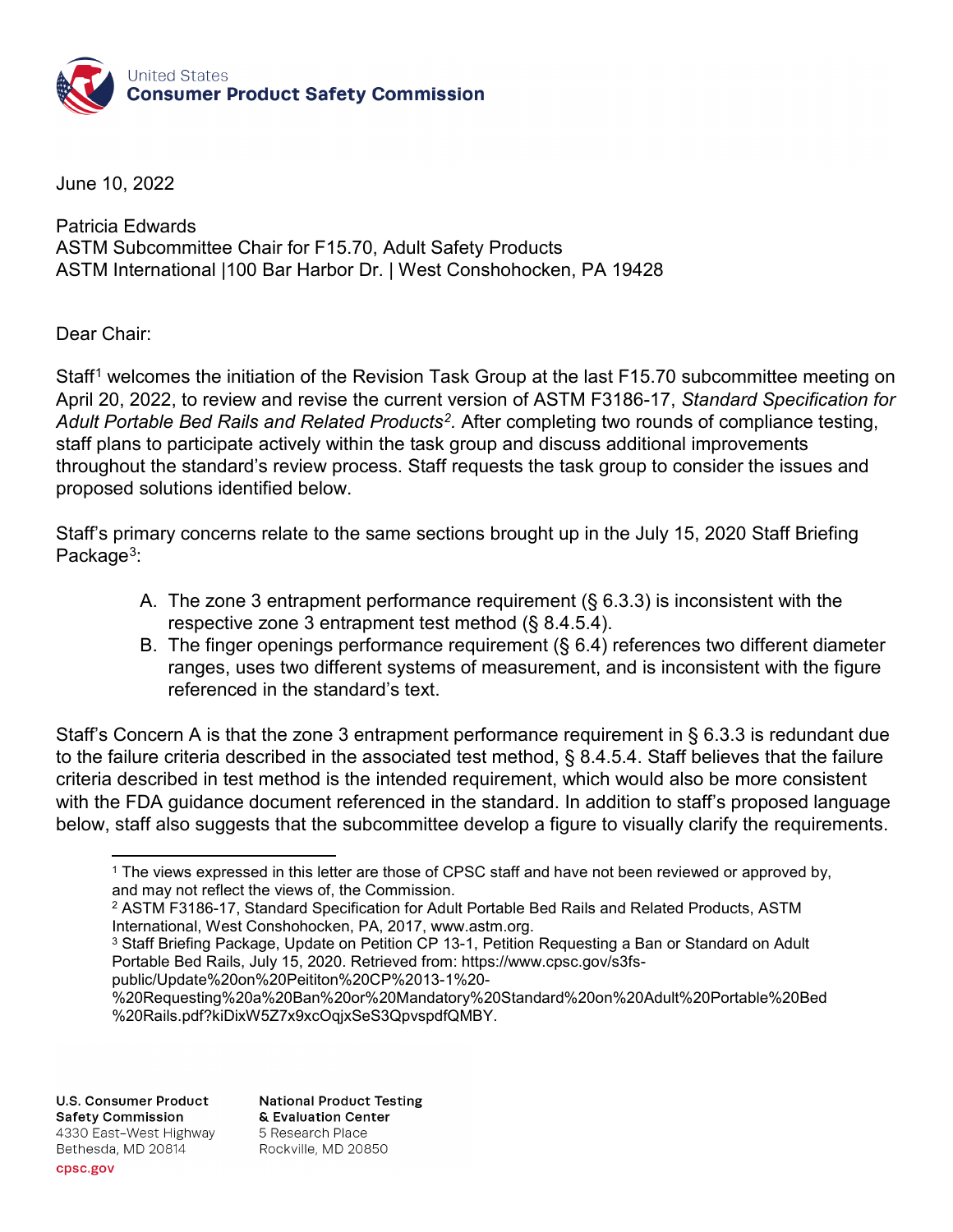United States
**Consumer Product Safety Commission**

June 10, 2022

Patricia Edwards
ASTM Subcommittee Chair for F15.70, Adult Safety Products
ASTM International |100 Bar Harbor Dr. | West Conshohocken, PA 19428

Dear Chair:

Staff[1] welcomes the initiation of the Revision Task Group at the last F15.70 subcommittee meeting on April 20, 2022, to review and revise the current version of ASTM F3186-17, *Standard Specification for Adult Portable Bed Rails and Related Products*[2]. After completing two rounds of compliance testing, staff plans to participate actively within the task group and discuss additional improvements throughout the standard's review process. Staff requests the task group to consider the issues and proposed solutions identified below.

Staff's primary concerns relate to the same sections brought up in the July 15, 2020 Staff Briefing Package[3]:

A. The zone 3 entrapment performance requirement (§ 6.3.3) is inconsistent with the respective zone 3 entrapment test method (§ 8.4.5.4).
B. The finger openings performance requirement (§ 6.4) references two different diameter ranges, uses two different systems of measurement, and is inconsistent with the figure referenced in the standard's text.

Staff's Concern A is that the zone 3 entrapment performance requirement in § 6.3.3 is redundant due to the failure criteria described in the associated test method, § 8.4.5.4. Staff believes that the failure criteria described in test method is the intended requirement, which would also be more consistent with the FDA guidance document referenced in the standard. In addition to staff's proposed language below, staff also suggests that the subcommittee develop a figure to visually clarify the requirements.

---

[1] The views expressed in this letter are those of CPSC staff and have not been reviewed or approved by, and may not reflect the views of, the Commission.
[2] ASTM F3186-17, Standard Specification for Adult Portable Bed Rails and Related Products, ASTM International, West Conshohocken, PA, 2017, www.astm.org.
[3] Staff Briefing Package, Update on Petition CP 13-1, Petition Requesting a Ban or Standard on Adult Portable Bed Rails, July 15, 2020. Retrieved from: https://www.cpsc.gov/s3fs-public/Update%20on%20Peititon%20CP%2013-1%20-%20Requesting%20a%20Ban%20or%20Mandatory%20Standard%20on%20Adult%20Portable%20Bed%20Rails.pdf?kiDixW5Z7x9xcOqjxSeS3QpvspdfQMBY.

U.S. Consumer Product Safety Commission
4330 East-West Highway
Bethesda, MD 20814
cpsc.gov

National Product Testing & Evaluation Center
5 Research Place
Rockville, MD 20850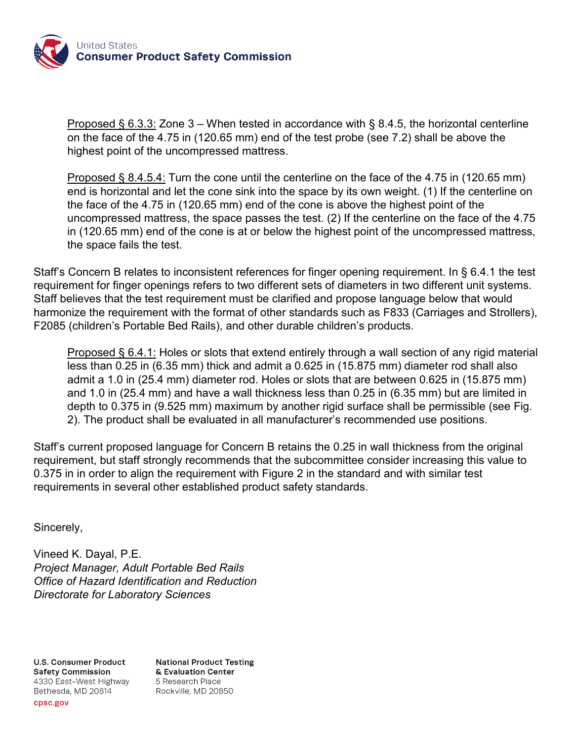<u>Proposed § 6.3.3:</u> Zone 3 – When tested in accordance with § 8.4.5, the horizontal centerline on the face of the 4.75 in (120.65 mm) end of the test probe (see 7.2) shall be above the highest point of the uncompressed mattress.

<u>Proposed § 8.4.5.4:</u> Turn the cone until the centerline on the face of the 4.75 in (120.65 mm) end is horizontal and let the cone sink into the space by its own weight. (1) If the centerline on the face of the 4.75 in (120.65 mm) end of the cone is above the highest point of the uncompressed mattress, the space passes the test. (2) If the centerline on the face of the 4.75 in (120.65 mm) end of the cone is at or below the highest point of the uncompressed mattress, the space fails the test.

Staff's Concern B relates to inconsistent references for finger opening requirement. In § 6.4.1 the test requirement for finger openings refers to two different sets of diameters in two different unit systems. Staff believes that the test requirement must be clarified and propose language below that would harmonize the requirement with the format of other standards such as F833 (Carriages and Strollers), F2085 (children's Portable Bed Rails), and other durable children's products.

<u>Proposed § 6.4.1:</u> Holes or slots that extend entirely through a wall section of any rigid material less than 0.25 in (6.35 mm) thick and admit a 0.625 in (15.875 mm) diameter rod shall also admit a 1.0 in (25.4 mm) diameter rod. Holes or slots that are between 0.625 in (15.875 mm) and 1.0 in (25.4 mm) and have a wall thickness less than 0.25 in (6.35 mm) but are limited in depth to 0.375 in (9.525 mm) maximum by another rigid surface shall be permissible (see Fig. 2). The product shall be evaluated in all manufacturer's recommended use positions.

Staff's current proposed language for Concern B retains the 0.25 in wall thickness from the original requirement, but staff strongly recommends that the subcommittee consider increasing this value to 0.375 in in order to align the requirement with Figure 2 in the standard and with similar test requirements in several other established product safety standards.

Sincerely,

Vineed K. Dayal, P.E.
*Project Manager, Adult Portable Bed Rails*
*Office of Hazard Identification and Reduction*
*Directorate for Laboratory Sciences*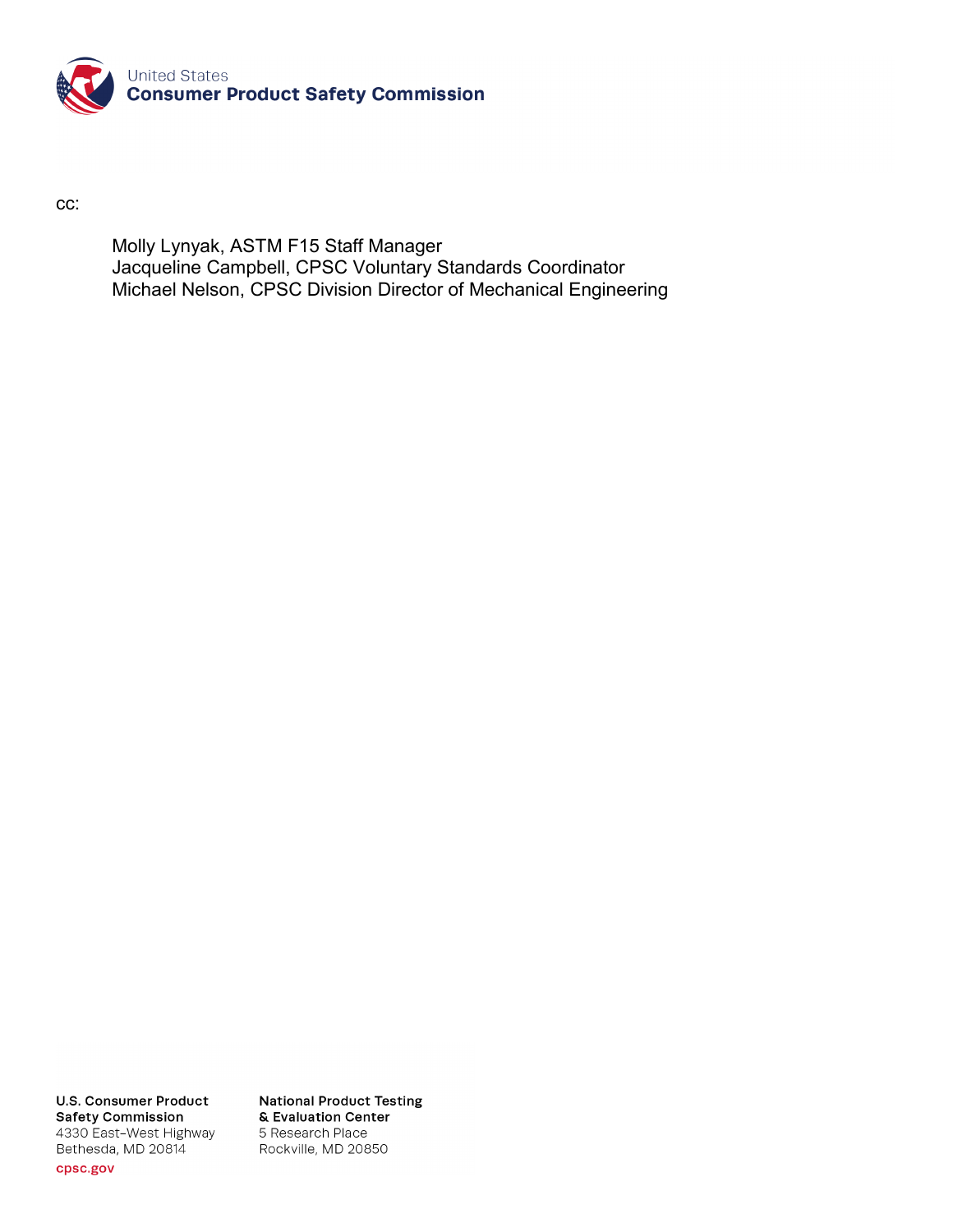cc:

Molly Lynyak, ASTM F15 Staff Manager
Jacqueline Campbell, CPSC Voluntary Standards Coordinator
Michael Nelson, CPSC Division Director of Mechanical Engineering